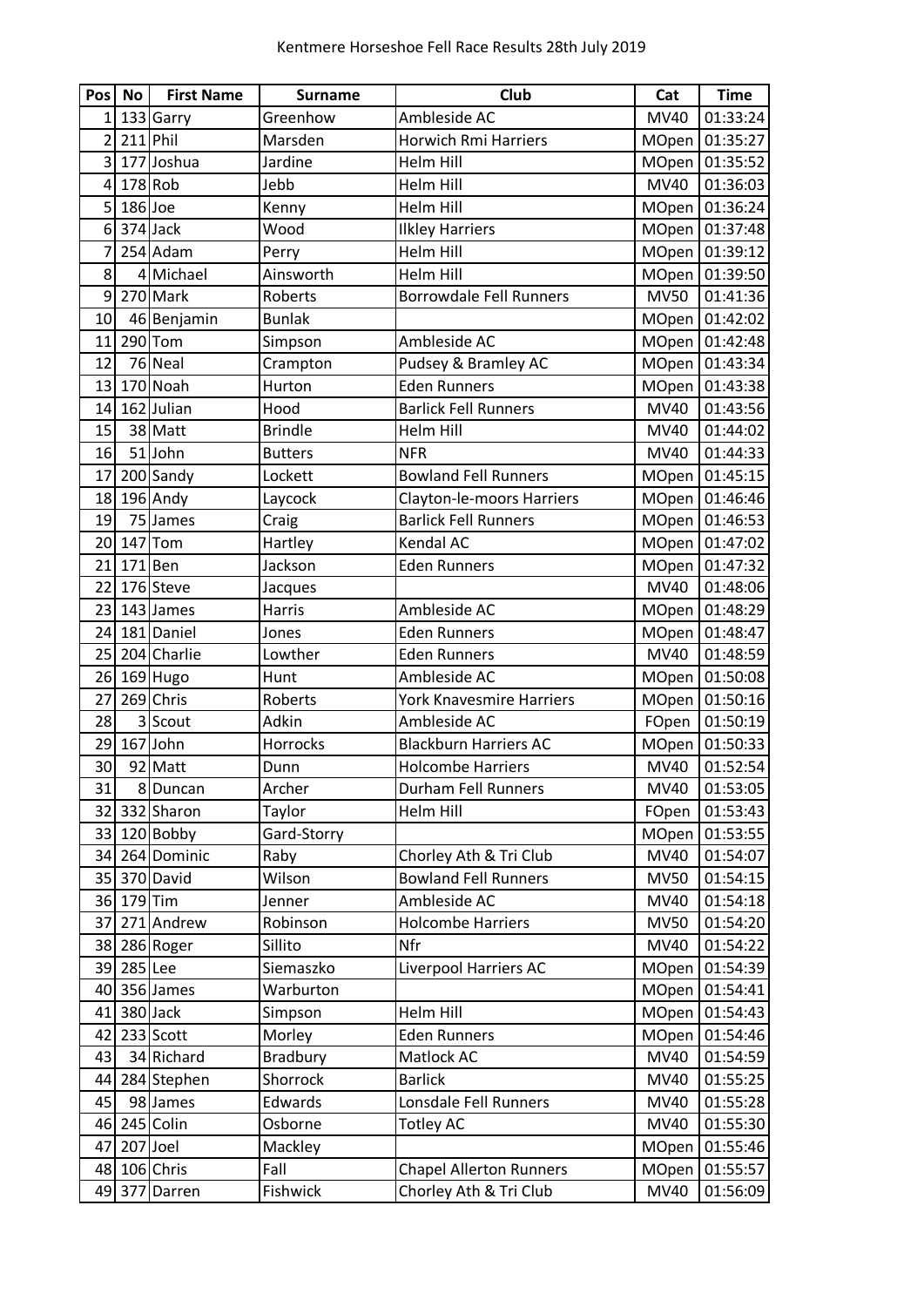# Kentmere Horseshoe Fell Race Results 28th July 2019

| Pos | No | First Name | Surname | Club | Cat | Time |
|---|---|---|---|---|---|---|
| 1 | 133 | Garry | Greenhow | Ambleside AC | MV40 | 01:33:24 |
| 2 | 211 | Phil | Marsden | Horwich Rmi Harriers | MOpen | 01:35:27 |
| 3 | 177 | Joshua | Jardine | Helm Hill | MOpen | 01:35:52 |
| 4 | 178 | Rob | Jebb | Helm Hill | MV40 | 01:36:03 |
| 5 | 186 | Joe | Kenny | Helm Hill | MOpen | 01:36:24 |
| 6 | 374 | Jack | Wood | Ilkley Harriers | MOpen | 01:37:48 |
| 7 | 254 | Adam | Perry | Helm Hill | MOpen | 01:39:12 |
| 8 | 4 | Michael | Ainsworth | Helm Hill | MOpen | 01:39:50 |
| 9 | 270 | Mark | Roberts | Borrowdale Fell Runners | MV50 | 01:41:36 |
| 10 | 46 | Benjamin | Bunlak | | MOpen | 01:42:02 |
| 11 | 290 | Tom | Simpson | Ambleside AC | MOpen | 01:42:48 |
| 12 | 76 | Neal | Crampton | Pudsey & Bramley AC | MOpen | 01:43:34 |
| 13 | 170 | Noah | Hurton | Eden Runners | MOpen | 01:43:38 |
| 14 | 162 | Julian | Hood | Barlick Fell Runners | MV40 | 01:43:56 |
| 15 | 38 | Matt | Brindle | Helm Hill | MV40 | 01:44:02 |
| 16 | 51 | John | Butters | NFR | MV40 | 01:44:33 |
| 17 | 200 | Sandy | Lockett | Bowland Fell Runners | MOpen | 01:45:15 |
| 18 | 196 | Andy | Laycock | Clayton-le-moors Harriers | MOpen | 01:46:46 |
| 19 | 75 | James | Craig | Barlick Fell Runners | MOpen | 01:46:53 |
| 20 | 147 | Tom | Hartley | Kendal AC | MOpen | 01:47:02 |
| 21 | 171 | Ben | Jackson | Eden Runners | MOpen | 01:47:32 |
| 22 | 176 | Steve | Jacques | | MV40 | 01:48:06 |
| 23 | 143 | James | Harris | Ambleside AC | MOpen | 01:48:29 |
| 24 | 181 | Daniel | Jones | Eden Runners | MOpen | 01:48:47 |
| 25 | 204 | Charlie | Lowther | Eden Runners | MV40 | 01:48:59 |
| 26 | 169 | Hugo | Hunt | Ambleside AC | MOpen | 01:50:08 |
| 27 | 269 | Chris | Roberts | York Knavesmire Harriers | MOpen | 01:50:16 |
| 28 | 3 | Scout | Adkin | Ambleside AC | FOpen | 01:50:19 |
| 29 | 167 | John | Horrocks | Blackburn Harriers AC | MOpen | 01:50:33 |
| 30 | 92 | Matt | Dunn | Holcombe Harriers | MV40 | 01:52:54 |
| 31 | 8 | Duncan | Archer | Durham Fell Runners | MV40 | 01:53:05 |
| 32 | 332 | Sharon | Taylor | Helm Hill | FOpen | 01:53:43 |
| 33 | 120 | Bobby | Gard-Storry | | MOpen | 01:53:55 |
| 34 | 264 | Dominic | Raby | Chorley Ath & Tri Club | MV40 | 01:54:07 |
| 35 | 370 | David | Wilson | Bowland Fell Runners | MV50 | 01:54:15 |
| 36 | 179 | Tim | Jenner | Ambleside AC | MV40 | 01:54:18 |
| 37 | 271 | Andrew | Robinson | Holcombe Harriers | MV50 | 01:54:20 |
| 38 | 286 | Roger | Sillito | Nfr | MV40 | 01:54:22 |
| 39 | 285 | Lee | Siemaszko | Liverpool Harriers AC | MOpen | 01:54:39 |
| 40 | 356 | James | Warburton | | MOpen | 01:54:41 |
| 41 | 380 | Jack | Simpson | Helm Hill | MOpen | 01:54:43 |
| 42 | 233 | Scott | Morley | Eden Runners | MOpen | 01:54:46 |
| 43 | 34 | Richard | Bradbury | Matlock AC | MV40 | 01:54:59 |
| 44 | 284 | Stephen | Shorrock | Barlick | MV40 | 01:55:25 |
| 45 | 98 | James | Edwards | Lonsdale Fell Runners | MV40 | 01:55:28 |
| 46 | 245 | Colin | Osborne | Totley AC | MV40 | 01:55:30 |
| 47 | 207 | Joel | Mackley | | MOpen | 01:55:46 |
| 48 | 106 | Chris | Fall | Chapel Allerton Runners | MOpen | 01:55:57 |
| 49 | 377 | Darren | Fishwick | Chorley Ath & Tri Club | MV40 | 01:56:09 |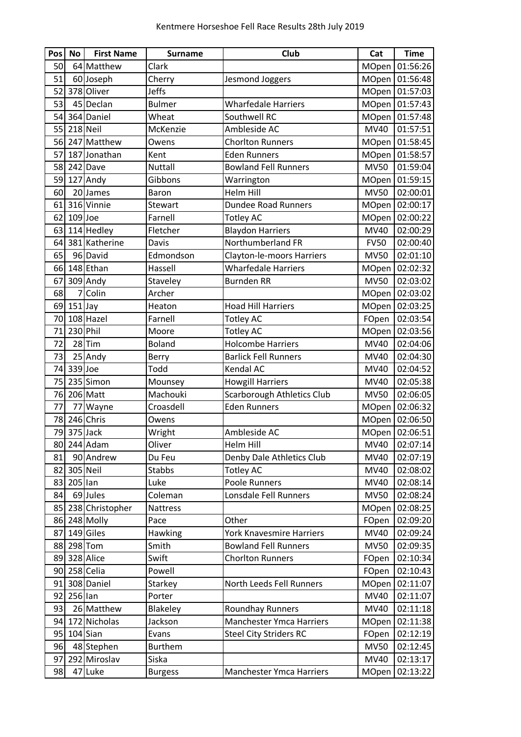Kentmere Horseshoe Fell Race Results 28th July 2019

| Pos | No | First Name | Surname | Club | Cat | Time |
|---|---|---|---|---|---|---|
| 50 | 64 | Matthew | Clark | | MOpen | 01:56:26 |
| 51 | 60 | Joseph | Cherry | Jesmond Joggers | MOpen | 01:56:48 |
| 52 | 378 | Oliver | Jeffs | | MOpen | 01:57:03 |
| 53 | 45 | Declan | Bulmer | Wharfedale Harriers | MOpen | 01:57:43 |
| 54 | 364 | Daniel | Wheat | Southwell RC | MOpen | 01:57:48 |
| 55 | 218 | Neil | McKenzie | Ambleside AC | MV40 | 01:57:51 |
| 56 | 247 | Matthew | Owens | Chorlton Runners | MOpen | 01:58:45 |
| 57 | 187 | Jonathan | Kent | Eden Runners | MOpen | 01:58:57 |
| 58 | 242 | Dave | Nuttall | Bowland Fell Runners | MV50 | 01:59:04 |
| 59 | 127 | Andy | Gibbons | Warrington | MOpen | 01:59:15 |
| 60 | 20 | James | Baron | Helm Hill | MV50 | 02:00:01 |
| 61 | 316 | Vinnie | Stewart | Dundee Road Runners | MOpen | 02:00:17 |
| 62 | 109 | Joe | Farnell | Totley AC | MOpen | 02:00:22 |
| 63 | 114 | Hedley | Fletcher | Blaydon Harriers | MV40 | 02:00:29 |
| 64 | 381 | Katherine | Davis | Northumberland FR | FV50 | 02:00:40 |
| 65 | 96 | David | Edmondson | Clayton-le-moors Harriers | MV50 | 02:01:10 |
| 66 | 148 | Ethan | Hassell | Wharfedale Harriers | MOpen | 02:02:32 |
| 67 | 309 | Andy | Staveley | Burnden RR | MV50 | 02:03:02 |
| 68 | 7 | Colin | Archer | | MOpen | 02:03:02 |
| 69 | 151 | Jay | Heaton | Hoad Hill Harriers | MOpen | 02:03:25 |
| 70 | 108 | Hazel | Farnell | Totley AC | FOpen | 02:03:54 |
| 71 | 230 | Phil | Moore | Totley AC | MOpen | 02:03:56 |
| 72 | 28 | Tim | Boland | Holcombe Harriers | MV40 | 02:04:06 |
| 73 | 25 | Andy | Berry | Barlick Fell Runners | MV40 | 02:04:30 |
| 74 | 339 | Joe | Todd | Kendal AC | MV40 | 02:04:52 |
| 75 | 235 | Simon | Mounsey | Howgill Harriers | MV40 | 02:05:38 |
| 76 | 206 | Matt | Machouki | Scarborough Athletics Club | MV50 | 02:06:05 |
| 77 | 77 | Wayne | Croasdell | Eden Runners | MOpen | 02:06:32 |
| 78 | 246 | Chris | Owens | | MOpen | 02:06:50 |
| 79 | 375 | Jack | Wright | Ambleside AC | MOpen | 02:06:51 |
| 80 | 244 | Adam | Oliver | Helm Hill | MV40 | 02:07:14 |
| 81 | 90 | Andrew | Du Feu | Denby Dale Athletics Club | MV40 | 02:07:19 |
| 82 | 305 | Neil | Stabbs | Totley AC | MV40 | 02:08:02 |
| 83 | 205 | Ian | Luke | Poole Runners | MV40 | 02:08:14 |
| 84 | 69 | Jules | Coleman | Lonsdale Fell Runners | MV50 | 02:08:24 |
| 85 | 238 | Christopher | Nattress | | MOpen | 02:08:25 |
| 86 | 248 | Molly | Pace | Other | FOpen | 02:09:20 |
| 87 | 149 | Giles | Hawking | York Knavesmire Harriers | MV40 | 02:09:24 |
| 88 | 298 | Tom | Smith | Bowland Fell Runners | MV50 | 02:09:35 |
| 89 | 328 | Alice | Swift | Chorlton Runners | FOpen | 02:10:34 |
| 90 | 258 | Celia | Powell | | FOpen | 02:10:43 |
| 91 | 308 | Daniel | Starkey | North Leeds Fell Runners | MOpen | 02:11:07 |
| 92 | 256 | Ian | Porter | | MV40 | 02:11:07 |
| 93 | 26 | Matthew | Blakeley | Roundhay Runners | MV40 | 02:11:18 |
| 94 | 172 | Nicholas | Jackson | Manchester Ymca Harriers | MOpen | 02:11:38 |
| 95 | 104 | Sian | Evans | Steel City Striders RC | FOpen | 02:12:19 |
| 96 | 48 | Stephen | Burthem | | MV50 | 02:12:45 |
| 97 | 292 | Miroslav | Siska | | MV40 | 02:13:17 |
| 98 | 47 | Luke | Burgess | Manchester Ymca Harriers | MOpen | 02:13:22 |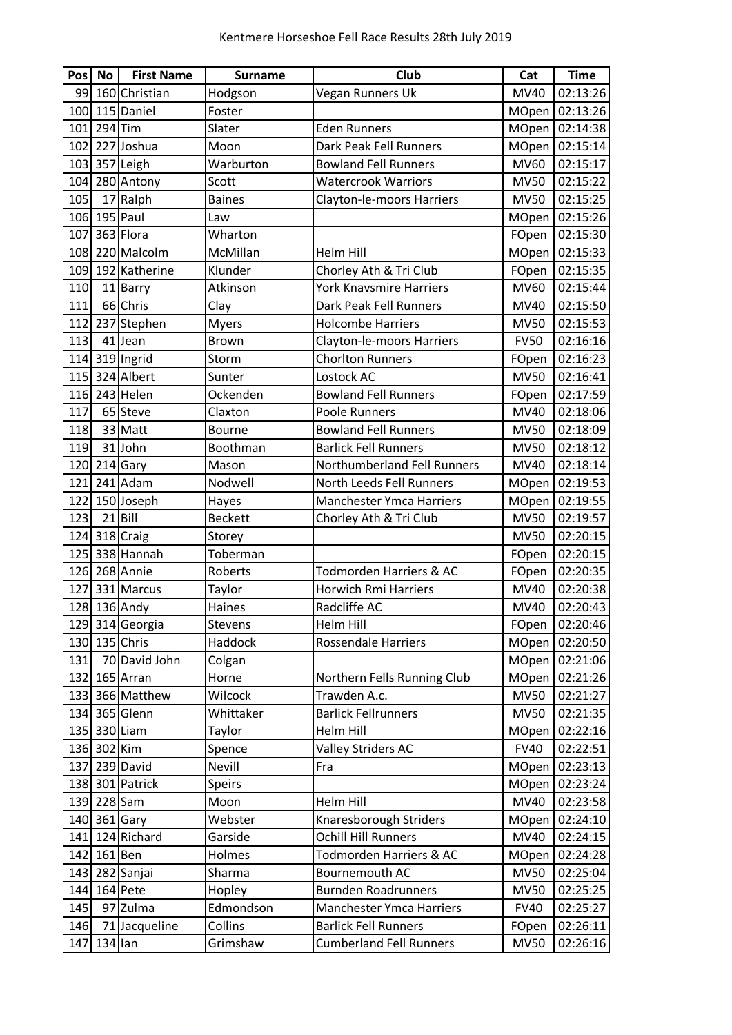Kentmere Horseshoe Fell Race Results 28th July 2019

| Pos | No | First Name | Surname | Club | Cat | Time |
|---|---|---|---|---|---|---|
| 99 | 160 | Christian | Hodgson | Vegan Runners Uk | MV40 | 02:13:26 |
| 100 | 115 | Daniel | Foster | | MOpen | 02:13:26 |
| 101 | 294 | Tim | Slater | Eden Runners | MOpen | 02:14:38 |
| 102 | 227 | Joshua | Moon | Dark Peak Fell Runners | MOpen | 02:15:14 |
| 103 | 357 | Leigh | Warburton | Bowland Fell Runners | MV60 | 02:15:17 |
| 104 | 280 | Antony | Scott | Watercrook Warriors | MV50 | 02:15:22 |
| 105 | 17 | Ralph | Baines | Clayton-le-moors Harriers | MV50 | 02:15:25 |
| 106 | 195 | Paul | Law | | MOpen | 02:15:26 |
| 107 | 363 | Flora | Wharton | | FOpen | 02:15:30 |
| 108 | 220 | Malcolm | McMillan | Helm Hill | MOpen | 02:15:33 |
| 109 | 192 | Katherine | Klunder | Chorley Ath & Tri Club | FOpen | 02:15:35 |
| 110 | 11 | Barry | Atkinson | York Knavsmire Harriers | MV60 | 02:15:44 |
| 111 | 66 | Chris | Clay | Dark Peak Fell Runners | MV40 | 02:15:50 |
| 112 | 237 | Stephen | Myers | Holcombe Harriers | MV50 | 02:15:53 |
| 113 | 41 | Jean | Brown | Clayton-le-moors Harriers | FV50 | 02:16:16 |
| 114 | 319 | Ingrid | Storm | Chorlton Runners | FOpen | 02:16:23 |
| 115 | 324 | Albert | Sunter | Lostock AC | MV50 | 02:16:41 |
| 116 | 243 | Helen | Ockenden | Bowland Fell Runners | FOpen | 02:17:59 |
| 117 | 65 | Steve | Claxton | Poole Runners | MV40 | 02:18:06 |
| 118 | 33 | Matt | Bourne | Bowland Fell Runners | MV50 | 02:18:09 |
| 119 | 31 | John | Boothman | Barlick Fell Runners | MV50 | 02:18:12 |
| 120 | 214 | Gary | Mason | Northumberland Fell Runners | MV40 | 02:18:14 |
| 121 | 241 | Adam | Nodwell | North Leeds Fell Runners | MOpen | 02:19:53 |
| 122 | 150 | Joseph | Hayes | Manchester Ymca Harriers | MOpen | 02:19:55 |
| 123 | 21 | Bill | Beckett | Chorley Ath & Tri Club | MV50 | 02:19:57 |
| 124 | 318 | Craig | Storey | | MV50 | 02:20:15 |
| 125 | 338 | Hannah | Toberman | | FOpen | 02:20:15 |
| 126 | 268 | Annie | Roberts | Todmorden Harriers & AC | FOpen | 02:20:35 |
| 127 | 331 | Marcus | Taylor | Horwich Rmi Harriers | MV40 | 02:20:38 |
| 128 | 136 | Andy | Haines | Radcliffe AC | MV40 | 02:20:43 |
| 129 | 314 | Georgia | Stevens | Helm Hill | FOpen | 02:20:46 |
| 130 | 135 | Chris | Haddock | Rossendale Harriers | MOpen | 02:20:50 |
| 131 | 70 | David John | Colgan | | MOpen | 02:21:06 |
| 132 | 165 | Arran | Horne | Northern Fells Running Club | MOpen | 02:21:26 |
| 133 | 366 | Matthew | Wilcock | Trawden A.c. | MV50 | 02:21:27 |
| 134 | 365 | Glenn | Whittaker | Barlick Fellrunners | MV50 | 02:21:35 |
| 135 | 330 | Liam | Taylor | Helm Hill | MOpen | 02:22:16 |
| 136 | 302 | Kim | Spence | Valley Striders AC | FV40 | 02:22:51 |
| 137 | 239 | David | Nevill | Fra | MOpen | 02:23:13 |
| 138 | 301 | Patrick | Speirs | | MOpen | 02:23:24 |
| 139 | 228 | Sam | Moon | Helm Hill | MV40 | 02:23:58 |
| 140 | 361 | Gary | Webster | Knaresborough Striders | MOpen | 02:24:10 |
| 141 | 124 | Richard | Garside | Ochill Hill Runners | MV40 | 02:24:15 |
| 142 | 161 | Ben | Holmes | Todmorden Harriers & AC | MOpen | 02:24:28 |
| 143 | 282 | Sanjai | Sharma | Bournemouth AC | MV50 | 02:25:04 |
| 144 | 164 | Pete | Hopley | Burnden Roadrunners | MV50 | 02:25:25 |
| 145 | 97 | Zulma | Edmondson | Manchester Ymca Harriers | FV40 | 02:25:27 |
| 146 | 71 | Jacqueline | Collins | Barlick Fell Runners | FOpen | 02:26:11 |
| 147 | 134 | Ian | Grimshaw | Cumberland Fell Runners | MV50 | 02:26:16 |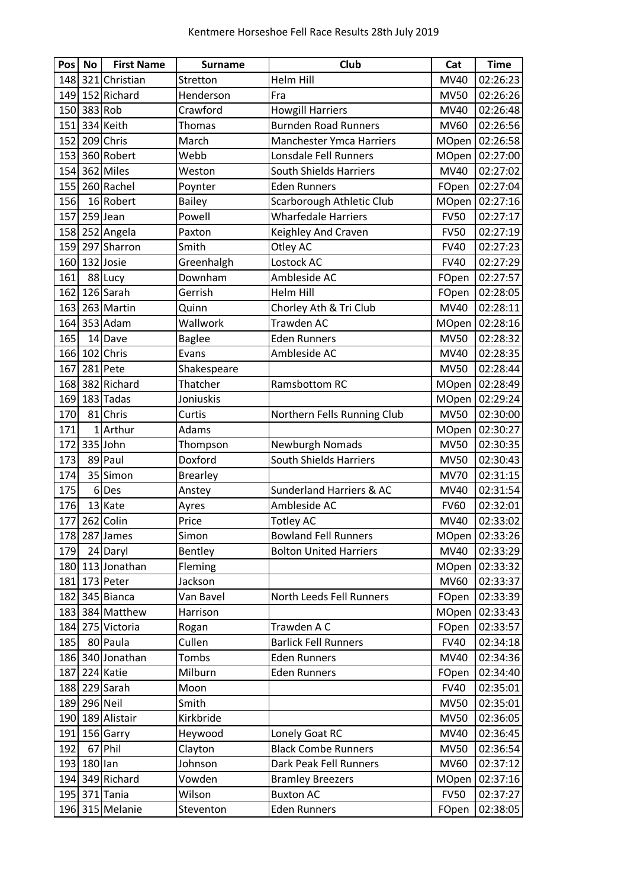Kentmere Horseshoe Fell Race Results 28th July 2019

| Pos | No | First Name | Surname | Club | Cat | Time |
|---|---|---|---|---|---|---|
| 148 | 321 | Christian | Stretton | Helm Hill | MV40 | 02:26:23 |
| 149 | 152 | Richard | Henderson | Fra | MV50 | 02:26:26 |
| 150 | 383 | Rob | Crawford | Howgill Harriers | MV40 | 02:26:48 |
| 151 | 334 | Keith | Thomas | Burnden Road Runners | MV60 | 02:26:56 |
| 152 | 209 | Chris | March | Manchester Ymca Harriers | MOpen | 02:26:58 |
| 153 | 360 | Robert | Webb | Lonsdale Fell Runners | MOpen | 02:27:00 |
| 154 | 362 | Miles | Weston | South Shields Harriers | MV40 | 02:27:02 |
| 155 | 260 | Rachel | Poynter | Eden Runners | FOpen | 02:27:04 |
| 156 | 16 | Robert | Bailey | Scarborough Athletic Club | MOpen | 02:27:16 |
| 157 | 259 | Jean | Powell | Wharfedale Harriers | FV50 | 02:27:17 |
| 158 | 252 | Angela | Paxton | Keighley And Craven | FV50 | 02:27:19 |
| 159 | 297 | Sharron | Smith | Otley AC | FV40 | 02:27:23 |
| 160 | 132 | Josie | Greenhalgh | Lostock AC | FV40 | 02:27:29 |
| 161 | 88 | Lucy | Downham | Ambleside AC | FOpen | 02:27:57 |
| 162 | 126 | Sarah | Gerrish | Helm Hill | FOpen | 02:28:05 |
| 163 | 263 | Martin | Quinn | Chorley Ath & Tri Club | MV40 | 02:28:11 |
| 164 | 353 | Adam | Wallwork | Trawden AC | MOpen | 02:28:16 |
| 165 | 14 | Dave | Baglee | Eden Runners | MV50 | 02:28:32 |
| 166 | 102 | Chris | Evans | Ambleside AC | MV40 | 02:28:35 |
| 167 | 281 | Pete | Shakespeare | | MV50 | 02:28:44 |
| 168 | 382 | Richard | Thatcher | Ramsbottom RC | MOpen | 02:28:49 |
| 169 | 183 | Tadas | Joniuskis | | MOpen | 02:29:24 |
| 170 | 81 | Chris | Curtis | Northern Fells Running Club | MV50 | 02:30:00 |
| 171 | 1 | Arthur | Adams | | MOpen | 02:30:27 |
| 172 | 335 | John | Thompson | Newburgh Nomads | MV50 | 02:30:35 |
| 173 | 89 | Paul | Doxford | South Shields Harriers | MV50 | 02:30:43 |
| 174 | 35 | Simon | Brearley | | MV70 | 02:31:15 |
| 175 | 6 | Des | Anstey | Sunderland Harriers & AC | MV40 | 02:31:54 |
| 176 | 13 | Kate | Ayres | Ambleside AC | FV60 | 02:32:01 |
| 177 | 262 | Colin | Price | Totley AC | MV40 | 02:33:02 |
| 178 | 287 | James | Simon | Bowland Fell Runners | MOpen | 02:33:26 |
| 179 | 24 | Daryl | Bentley | Bolton United Harriers | MV40 | 02:33:29 |
| 180 | 113 | Jonathan | Fleming | | MOpen | 02:33:32 |
| 181 | 173 | Peter | Jackson | | MV60 | 02:33:37 |
| 182 | 345 | Bianca | Van Bavel | North Leeds Fell Runners | FOpen | 02:33:39 |
| 183 | 384 | Matthew | Harrison | | MOpen | 02:33:43 |
| 184 | 275 | Victoria | Rogan | Trawden A C | FOpen | 02:33:57 |
| 185 | 80 | Paula | Cullen | Barlick Fell Runners | FV40 | 02:34:18 |
| 186 | 340 | Jonathan | Tombs | Eden Runners | MV40 | 02:34:36 |
| 187 | 224 | Katie | Milburn | Eden Runners | FOpen | 02:34:40 |
| 188 | 229 | Sarah | Moon | | FV40 | 02:35:01 |
| 189 | 296 | Neil | Smith | | MV50 | 02:35:01 |
| 190 | 189 | Alistair | Kirkbride | | MV50 | 02:36:05 |
| 191 | 156 | Garry | Heywood | Lonely Goat RC | MV40 | 02:36:45 |
| 192 | 67 | Phil | Clayton | Black Combe Runners | MV50 | 02:36:54 |
| 193 | 180 | Ian | Johnson | Dark Peak Fell Runners | MV60 | 02:37:12 |
| 194 | 349 | Richard | Vowden | Bramley Breezers | MOpen | 02:37:16 |
| 195 | 371 | Tania | Wilson | Buxton AC | FV50 | 02:37:27 |
| 196 | 315 | Melanie | Steventon | Eden Runners | FOpen | 02:38:05 |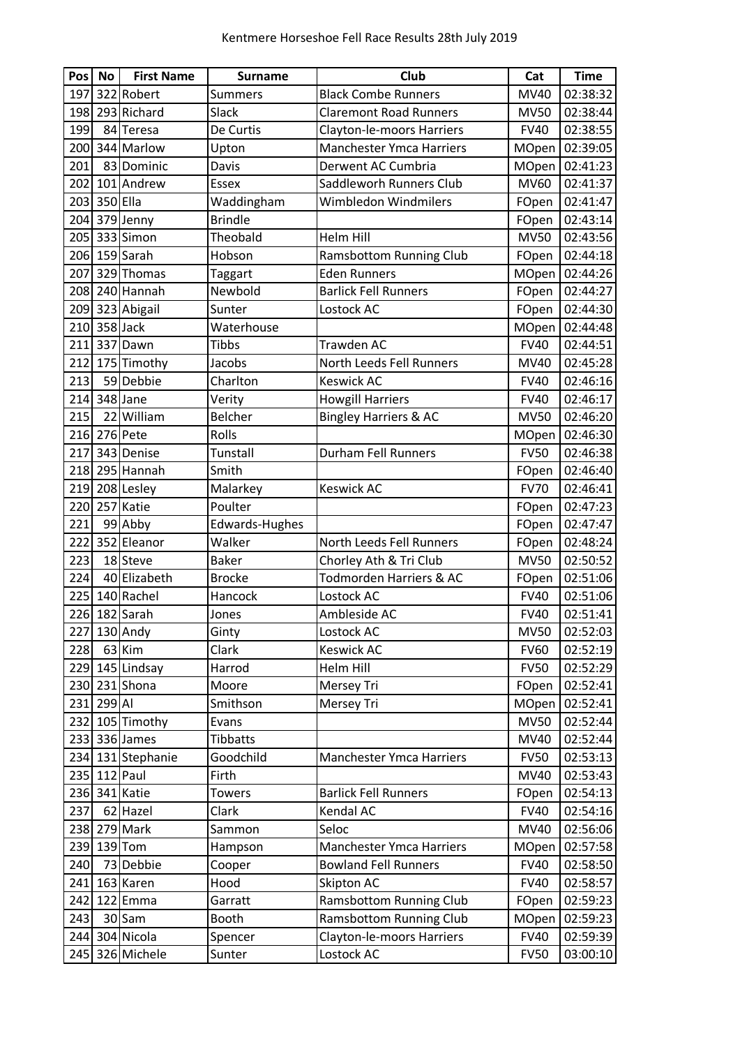Kentmere Horseshoe Fell Race Results 28th July 2019

| Pos | No | First Name | Surname | Club | Cat | Time |
|---|---|---|---|---|---|---|
| 197 | 322 | Robert | Summers | Black Combe Runners | MV40 | 02:38:32 |
| 198 | 293 | Richard | Slack | Claremont Road Runners | MV50 | 02:38:44 |
| 199 | 84 | Teresa | De Curtis | Clayton-le-moors Harriers | FV40 | 02:38:55 |
| 200 | 344 | Marlow | Upton | Manchester Ymca Harriers | MOpen | 02:39:05 |
| 201 | 83 | Dominic | Davis | Derwent AC Cumbria | MOpen | 02:41:23 |
| 202 | 101 | Andrew | Essex | Saddleworh Runners Club | MV60 | 02:41:37 |
| 203 | 350 | Ella | Waddingham | Wimbledon Windmilers | FOpen | 02:41:47 |
| 204 | 379 | Jenny | Brindle | | FOpen | 02:43:14 |
| 205 | 333 | Simon | Theobald | Helm Hill | MV50 | 02:43:56 |
| 206 | 159 | Sarah | Hobson | Ramsbottom Running Club | FOpen | 02:44:18 |
| 207 | 329 | Thomas | Taggart | Eden Runners | MOpen | 02:44:26 |
| 208 | 240 | Hannah | Newbold | Barlick Fell Runners | FOpen | 02:44:27 |
| 209 | 323 | Abigail | Sunter | Lostock AC | FOpen | 02:44:30 |
| 210 | 358 | Jack | Waterhouse | | MOpen | 02:44:48 |
| 211 | 337 | Dawn | Tibbs | Trawden AC | FV40 | 02:44:51 |
| 212 | 175 | Timothy | Jacobs | North Leeds Fell Runners | MV40 | 02:45:28 |
| 213 | 59 | Debbie | Charlton | Keswick AC | FV40 | 02:46:16 |
| 214 | 348 | Jane | Verity | Howgill Harriers | FV40 | 02:46:17 |
| 215 | 22 | William | Belcher | Bingley Harriers & AC | MV50 | 02:46:20 |
| 216 | 276 | Pete | Rolls | | MOpen | 02:46:30 |
| 217 | 343 | Denise | Tunstall | Durham Fell Runners | FV50 | 02:46:38 |
| 218 | 295 | Hannah | Smith | | FOpen | 02:46:40 |
| 219 | 208 | Lesley | Malarkey | Keswick AC | FV70 | 02:46:41 |
| 220 | 257 | Katie | Poulter | | FOpen | 02:47:23 |
| 221 | 99 | Abby | Edwards-Hughes | | FOpen | 02:47:47 |
| 222 | 352 | Eleanor | Walker | North Leeds Fell Runners | FOpen | 02:48:24 |
| 223 | 18 | Steve | Baker | Chorley Ath & Tri Club | MV50 | 02:50:52 |
| 224 | 40 | Elizabeth | Brocke | Todmorden Harriers & AC | FOpen | 02:51:06 |
| 225 | 140 | Rachel | Hancock | Lostock AC | FV40 | 02:51:06 |
| 226 | 182 | Sarah | Jones | Ambleside AC | FV40 | 02:51:41 |
| 227 | 130 | Andy | Ginty | Lostock AC | MV50 | 02:52:03 |
| 228 | 63 | Kim | Clark | Keswick AC | FV60 | 02:52:19 |
| 229 | 145 | Lindsay | Harrod | Helm Hill | FV50 | 02:52:29 |
| 230 | 231 | Shona | Moore | Mersey Tri | FOpen | 02:52:41 |
| 231 | 299 | Al | Smithson | Mersey Tri | MOpen | 02:52:41 |
| 232 | 105 | Timothy | Evans | | MV50 | 02:52:44 |
| 233 | 336 | James | Tibbatts | | MV40 | 02:52:44 |
| 234 | 131 | Stephanie | Goodchild | Manchester Ymca Harriers | FV50 | 02:53:13 |
| 235 | 112 | Paul | Firth | | MV40 | 02:53:43 |
| 236 | 341 | Katie | Towers | Barlick Fell Runners | FOpen | 02:54:13 |
| 237 | 62 | Hazel | Clark | Kendal AC | FV40 | 02:54:16 |
| 238 | 279 | Mark | Sammon | Seloc | MV40 | 02:56:06 |
| 239 | 139 | Tom | Hampson | Manchester Ymca Harriers | MOpen | 02:57:58 |
| 240 | 73 | Debbie | Cooper | Bowland Fell Runners | FV40 | 02:58:50 |
| 241 | 163 | Karen | Hood | Skipton AC | FV40 | 02:58:57 |
| 242 | 122 | Emma | Garratt | Ramsbottom Running Club | FOpen | 02:59:23 |
| 243 | 30 | Sam | Booth | Ramsbottom Running Club | MOpen | 02:59:23 |
| 244 | 304 | Nicola | Spencer | Clayton-le-moors Harriers | FV40 | 02:59:39 |
| 245 | 326 | Michele | Sunter | Lostock AC | FV50 | 03:00:10 |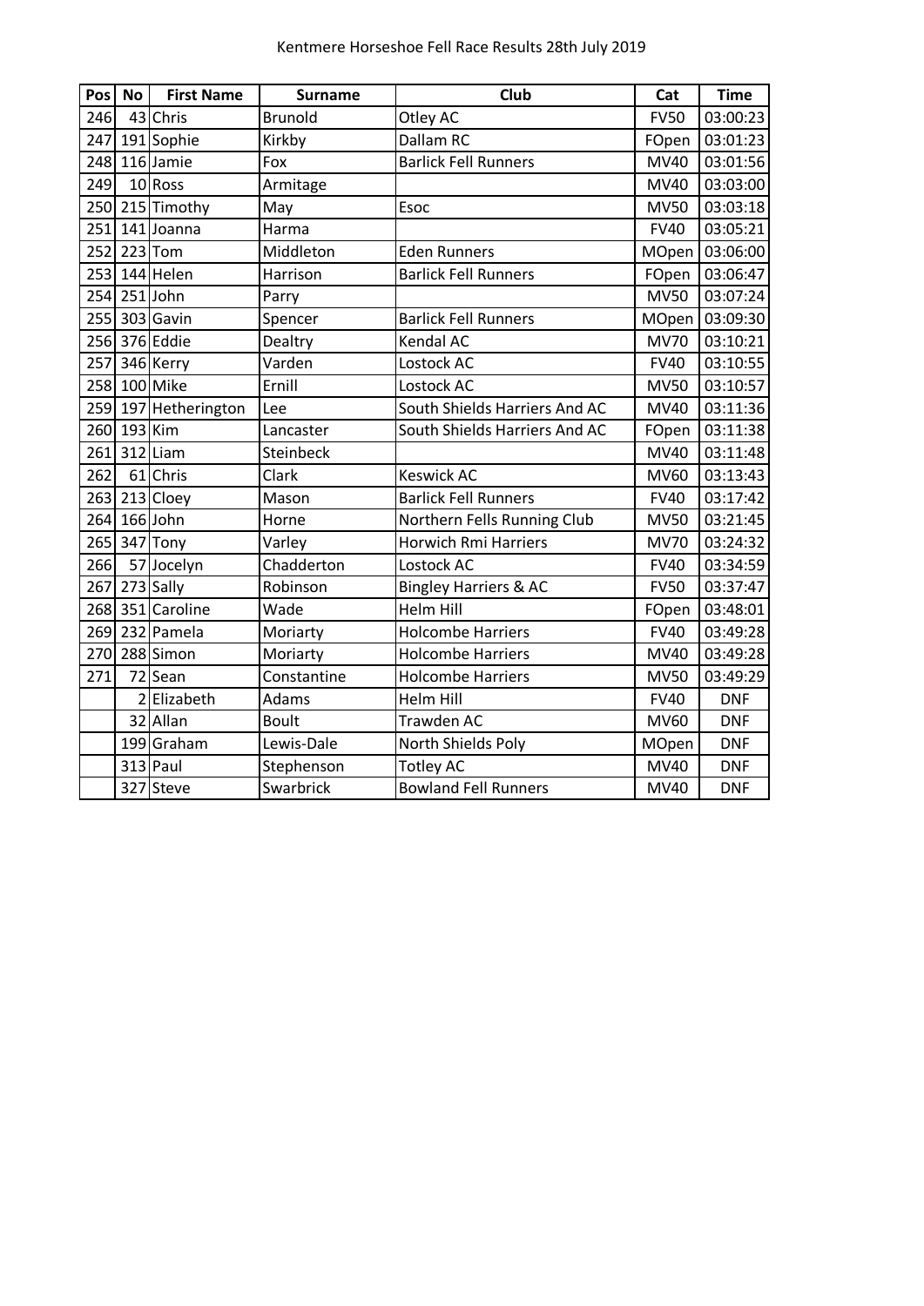Kentmere Horseshoe Fell Race Results 28th July 2019

| Pos | No | First Name | Surname | Club | Cat | Time |
|---|---|---|---|---|---|---|
| 246 | 43 | Chris | Brunold | Otley AC | FV50 | 03:00:23 |
| 247 | 191 | Sophie | Kirkby | Dallam RC | FOpen | 03:01:23 |
| 248 | 116 | Jamie | Fox | Barlick Fell Runners | MV40 | 03:01:56 |
| 249 | 10 | Ross | Armitage | | MV40 | 03:03:00 |
| 250 | 215 | Timothy | May | Esoc | MV50 | 03:03:18 |
| 251 | 141 | Joanna | Harma | | FV40 | 03:05:21 |
| 252 | 223 | Tom | Middleton | Eden Runners | MOpen | 03:06:00 |
| 253 | 144 | Helen | Harrison | Barlick Fell Runners | FOpen | 03:06:47 |
| 254 | 251 | John | Parry | | MV50 | 03:07:24 |
| 255 | 303 | Gavin | Spencer | Barlick Fell Runners | MOpen | 03:09:30 |
| 256 | 376 | Eddie | Dealtry | Kendal AC | MV70 | 03:10:21 |
| 257 | 346 | Kerry | Varden | Lostock AC | FV40 | 03:10:55 |
| 258 | 100 | Mike | Ernill | Lostock AC | MV50 | 03:10:57 |
| 259 | 197 | Hetherington | Lee | South Shields Harriers And AC | MV40 | 03:11:36 |
| 260 | 193 | Kim | Lancaster | South Shields Harriers And AC | FOpen | 03:11:38 |
| 261 | 312 | Liam | Steinbeck | | MV40 | 03:11:48 |
| 262 | 61 | Chris | Clark | Keswick AC | MV60 | 03:13:43 |
| 263 | 213 | Cloey | Mason | Barlick Fell Runners | FV40 | 03:17:42 |
| 264 | 166 | John | Horne | Northern Fells Running Club | MV50 | 03:21:45 |
| 265 | 347 | Tony | Varley | Horwich Rmi Harriers | MV70 | 03:24:32 |
| 266 | 57 | Jocelyn | Chadderton | Lostock AC | FV40 | 03:34:59 |
| 267 | 273 | Sally | Robinson | Bingley Harriers & AC | FV50 | 03:37:47 |
| 268 | 351 | Caroline | Wade | Helm Hill | FOpen | 03:48:01 |
| 269 | 232 | Pamela | Moriarty | Holcombe Harriers | FV40 | 03:49:28 |
| 270 | 288 | Simon | Moriarty | Holcombe Harriers | MV40 | 03:49:28 |
| 271 | 72 | Sean | Constantine | Holcombe Harriers | MV50 | 03:49:29 |
| | 2 | Elizabeth | Adams | Helm Hill | FV40 | DNF |
| | 32 | Allan | Boult | Trawden AC | MV60 | DNF |
| | 199 | Graham | Lewis-Dale | North Shields Poly | MOpen | DNF |
| | 313 | Paul | Stephenson | Totley AC | MV40 | DNF |
| | 327 | Steve | Swarbrick | Bowland Fell Runners | MV40 | DNF |